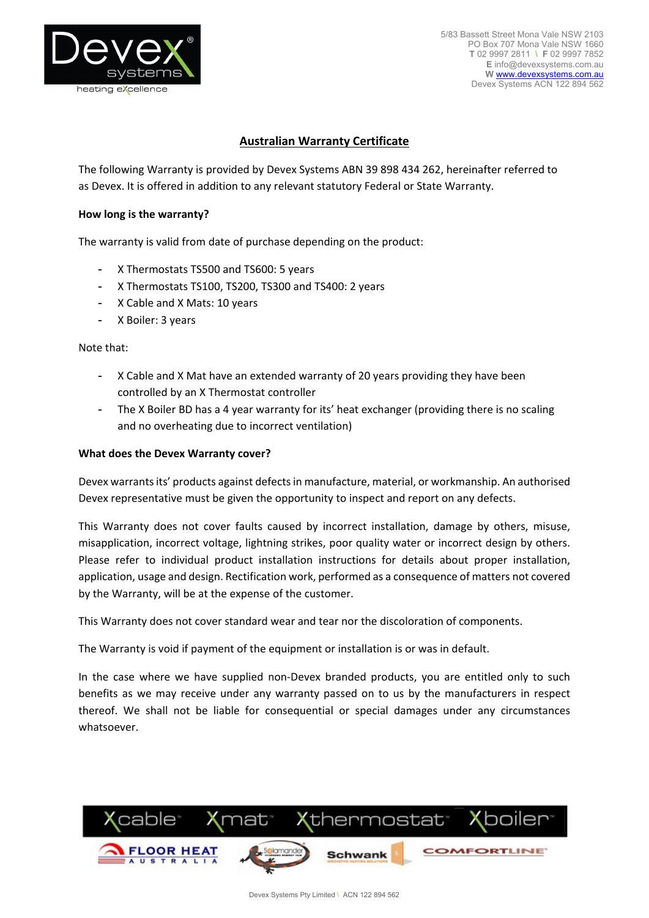5/83 Bassett Street Mona Vale NSW 2103
PO Box 707 Mona Vale NSW 1660
T 02 9997 2811 \ F 02 9997 7852
E info@devexsystems.com.au
W www.devexsystems.com.au
Devex Systems ACN 122 894 562

# Australian Warranty Certificate

The following Warranty is provided by Devex Systems ABN 39 898 434 262, hereinafter referred to as Devex. It is offered in addition to any relevant statutory Federal or State Warranty.

**How long is the warranty?**

The warranty is valid from date of purchase depending on the product:

- X Thermostats TS500 and TS600: 5 years
- X Thermostats TS100, TS200, TS300 and TS400: 2 years
- X Cable and X Mats: 10 years
- X Boiler: 3 years

Note that:

- X Cable and X Mat have an extended warranty of 20 years providing they have been controlled by an X Thermostat controller
- The X Boiler BD has a 4 year warranty for its' heat exchanger (providing there is no scaling and no overheating due to incorrect ventilation)

**What does the Devex Warranty cover?**

Devex warrants its' products against defects in manufacture, material, or workmanship. An authorised Devex representative must be given the opportunity to inspect and report on any defects.

This Warranty does not cover faults caused by incorrect installation, damage by others, misuse, misapplication, incorrect voltage, lightning strikes, poor quality water or incorrect design by others. Please refer to individual product installation instructions for details about proper installation, application, usage and design. Rectification work, performed as a consequence of matters not covered by the Warranty, will be at the expense of the customer.

This Warranty does not cover standard wear and tear nor the discoloration of components.

The Warranty is void if payment of the equipment or installation is or was in default.

In the case where we have supplied non-Devex branded products, you are entitled only to such benefits as we may receive under any warranty passed on to us by the manufacturers in respect thereof. We shall not be liable for consequential or special damages under any circumstances whatsoever.

Devex Systems Pty Limited \ ACN 122 894 562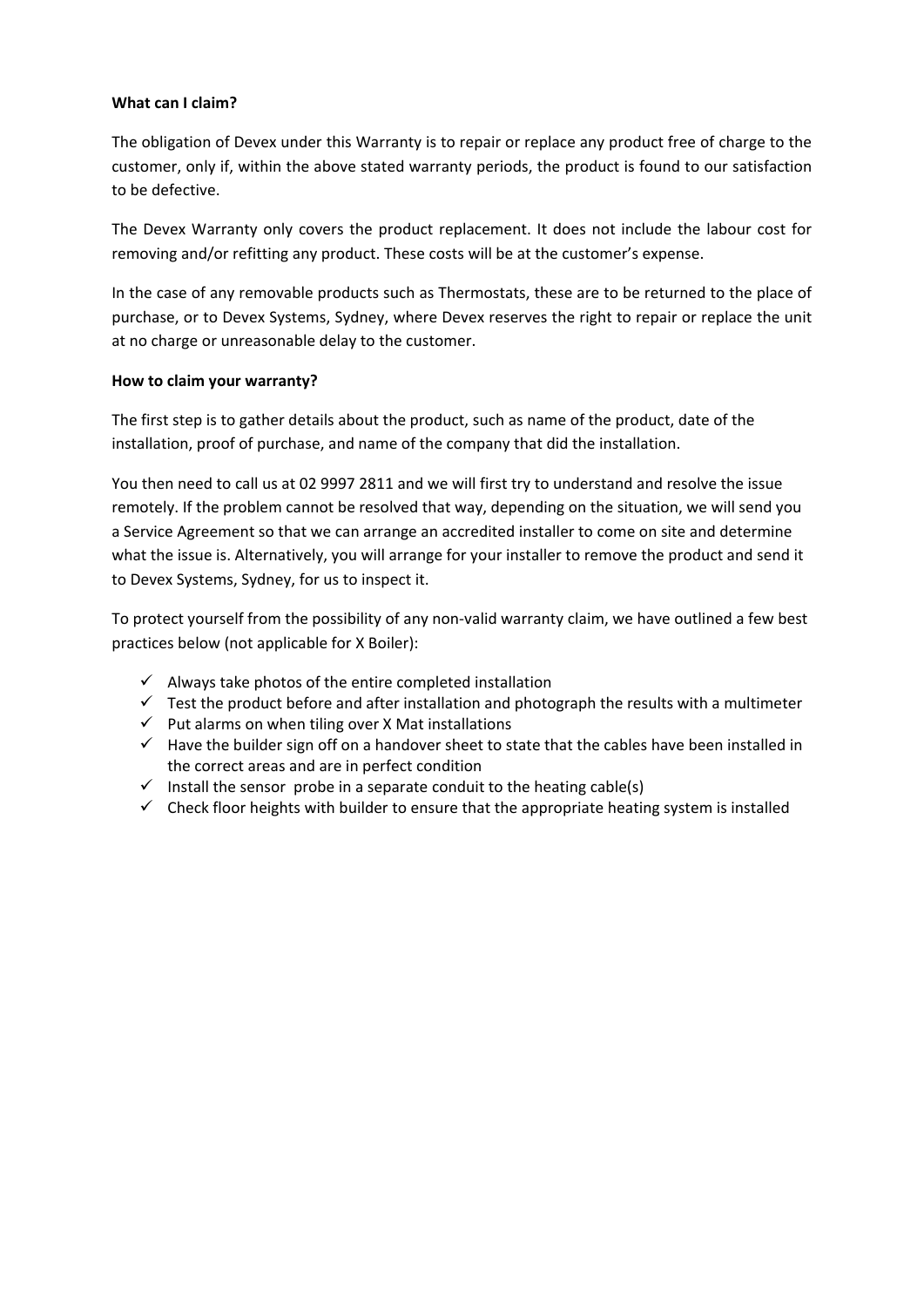**What can I claim?**

The obligation of Devex under this Warranty is to repair or replace any product free of charge to the customer, only if, within the above stated warranty periods, the product is found to our satisfaction to be defective.

The Devex Warranty only covers the product replacement. It does not include the labour cost for removing and/or refitting any product. These costs will be at the customer's expense.

In the case of any removable products such as Thermostats, these are to be returned to the place of purchase, or to Devex Systems, Sydney, where Devex reserves the right to repair or replace the unit at no charge or unreasonable delay to the customer.

**How to claim your warranty?**

The first step is to gather details about the product, such as name of the product, date of the installation, proof of purchase, and name of the company that did the installation.

You then need to call us at 02 9997 2811 and we will first try to understand and resolve the issue remotely. If the problem cannot be resolved that way, depending on the situation, we will send you a Service Agreement so that we can arrange an accredited installer to come on site and determine what the issue is. Alternatively, you will arrange for your installer to remove the product and send it to Devex Systems, Sydney, for us to inspect it.

To protect yourself from the possibility of any non-valid warranty claim, we have outlined a few best practices below (not applicable for X Boiler):

- ✓ Always take photos of the entire completed installation
- ✓ Test the product before and after installation and photograph the results with a multimeter
- ✓ Put alarms on when tiling over X Mat installations
- ✓ Have the builder sign off on a handover sheet to state that the cables have been installed in the correct areas and are in perfect condition
- ✓ Install the sensor probe in a separate conduit to the heating cable(s)
- ✓ Check floor heights with builder to ensure that the appropriate heating system is installed